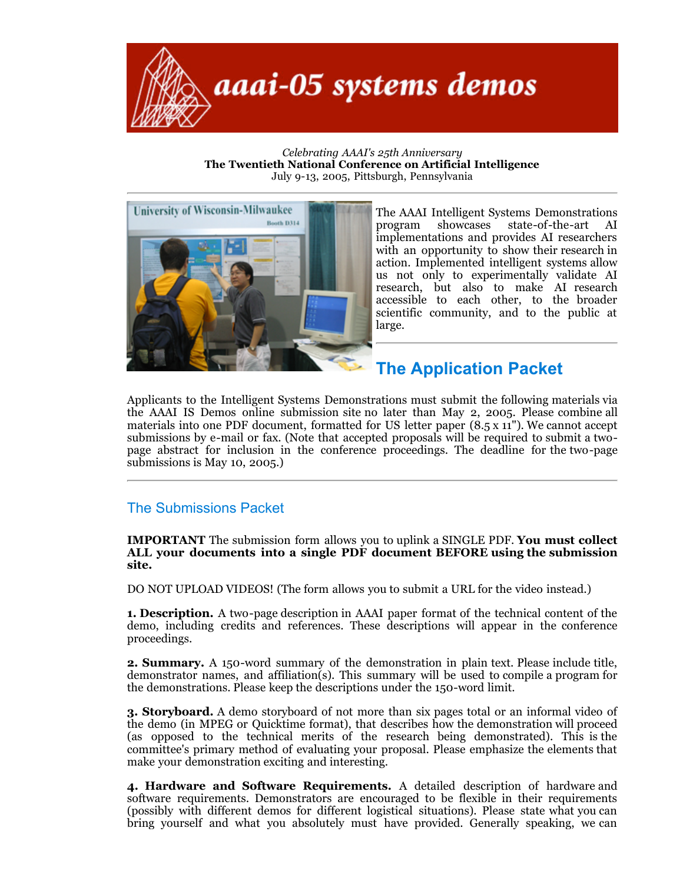# aaai-05 systems demos

*Celebrating AAAI's 25th Anniversary*
**The Twentieth National Conference on Artificial Intelligence**
July 9-13, 2005, Pittsburgh, Pennsylvania

---

The AAAI Intelligent Systems Demonstrations program showcases state-of-the-art AI implementations and provides AI researchers with an opportunity to show their research in action. Implemented intelligent systems allow us not only to experimentally validate AI research, but also to make AI research accessible to each other, to the broader scientific community, and to the public at large.

---

## The Application Packet

Applicants to the Intelligent Systems Demonstrations must submit the following materials via the AAAI IS Demos online submission site no later than May 2, 2005. Please combine all materials into one PDF document, formatted for US letter paper (8.5 x 11"). We cannot accept submissions by e-mail or fax. (Note that accepted proposals will be required to submit a two-page abstract for inclusion in the conference proceedings. The deadline for the two-page submissions is May 10, 2005.)

---

### The Submissions Packet

**IMPORTANT** The submission form allows you to uplink a SINGLE PDF. **You must collect ALL your documents into a single PDF document BEFORE using the submission site.**

DO NOT UPLOAD VIDEOS! (The form allows you to submit a URL for the video instead.)

**1. Description.** A two-page description in AAAI paper format of the technical content of the demo, including credits and references. These descriptions will appear in the conference proceedings.

**2. Summary.** A 150-word summary of the demonstration in plain text. Please include title, demonstrator names, and affiliation(s). This summary will be used to compile a program for the demonstrations. Please keep the descriptions under the 150-word limit.

**3. Storyboard.** A demo storyboard of not more than six pages total or an informal video of the demo (in MPEG or Quicktime format), that describes how the demonstration will proceed (as opposed to the technical merits of the research being demonstrated). This is the committee's primary method of evaluating your proposal. Please emphasize the elements that make your demonstration exciting and interesting.

**4. Hardware and Software Requirements.** A detailed description of hardware and software requirements. Demonstrators are encouraged to be flexible in their requirements (possibly with different demos for different logistical situations). Please state what you can bring yourself and what you absolutely must have provided. Generally speaking, we can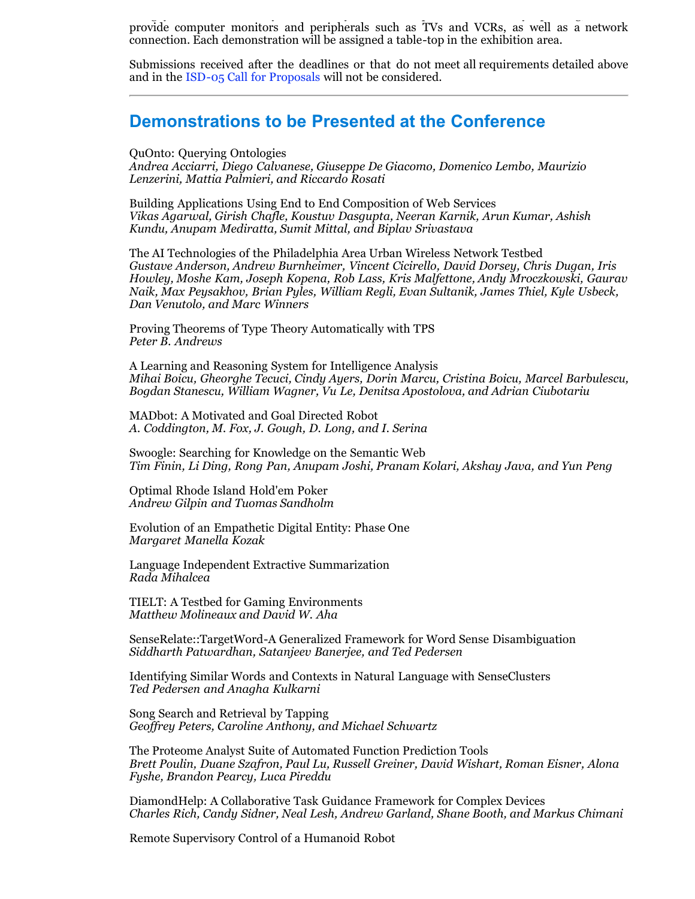provide computer monitors and peripherals such as TVs and VCRs, as well as a network connection. Each demonstration will be assigned a table-top in the exhibition area.

Submissions received after the deadlines or that do not meet all requirements detailed above and in the ISD-05 Call for Proposals will not be considered.

---

## Demonstrations to be Presented at the Conference

QuOnto: Querying Ontologies
*Andrea Acciarri, Diego Calvanese, Giuseppe De Giacomo, Domenico Lembo, Maurizio Lenzerini, Mattia Palmieri, and Riccardo Rosati*

Building Applications Using End to End Composition of Web Services
*Vikas Agarwal, Girish Chafle, Koustuv Dasgupta, Neeran Karnik, Arun Kumar, Ashish Kundu, Anupam Mediratta, Sumit Mittal, and Biplav Srivastava*

The AI Technologies of the Philadelphia Area Urban Wireless Network Testbed
*Gustave Anderson, Andrew Burnheimer, Vincent Cicirello, David Dorsey, Chris Dugan, Iris Howley, Moshe Kam, Joseph Kopena, Rob Lass, Kris Malfettone, Andy Mroczkowski, Gaurav Naik, Max Peysakhov, Brian Pyles, William Regli, Evan Sultanik, James Thiel, Kyle Usbeck, Dan Venutolo, and Marc Winners*

Proving Theorems of Type Theory Automatically with TPS
*Peter B. Andrews*

A Learning and Reasoning System for Intelligence Analysis
*Mihai Boicu, Gheorghe Tecuci, Cindy Ayers, Dorin Marcu, Cristina Boicu, Marcel Barbulescu, Bogdan Stanescu, William Wagner, Vu Le, Denitsa Apostolova, and Adrian Ciubotariu*

MADbot: A Motivated and Goal Directed Robot
*A. Coddington, M. Fox, J. Gough, D. Long, and I. Serina*

Swoogle: Searching for Knowledge on the Semantic Web
*Tim Finin, Li Ding, Rong Pan, Anupam Joshi, Pranam Kolari, Akshay Java, and Yun Peng*

Optimal Rhode Island Hold'em Poker
*Andrew Gilpin and Tuomas Sandholm*

Evolution of an Empathetic Digital Entity: Phase One
*Margaret Manella Kozak*

Language Independent Extractive Summarization
*Rada Mihalcea*

TIELT: A Testbed for Gaming Environments
*Matthew Molineaux and David W. Aha*

SenseRelate::TargetWord-A Generalized Framework for Word Sense Disambiguation
*Siddharth Patwardhan, Satanjeev Banerjee, and Ted Pedersen*

Identifying Similar Words and Contexts in Natural Language with SenseClusters
*Ted Pedersen and Anagha Kulkarni*

Song Search and Retrieval by Tapping
*Geoffrey Peters, Caroline Anthony, and Michael Schwartz*

The Proteome Analyst Suite of Automated Function Prediction Tools
*Brett Poulin, Duane Szafron, Paul Lu, Russell Greiner, David Wishart, Roman Eisner, Alona Fyshe, Brandon Pearcy, Luca Pireddu*

DiamondHelp: A Collaborative Task Guidance Framework for Complex Devices
*Charles Rich, Candy Sidner, Neal Lesh, Andrew Garland, Shane Booth, and Markus Chimani*

Remote Supervisory Control of a Humanoid Robot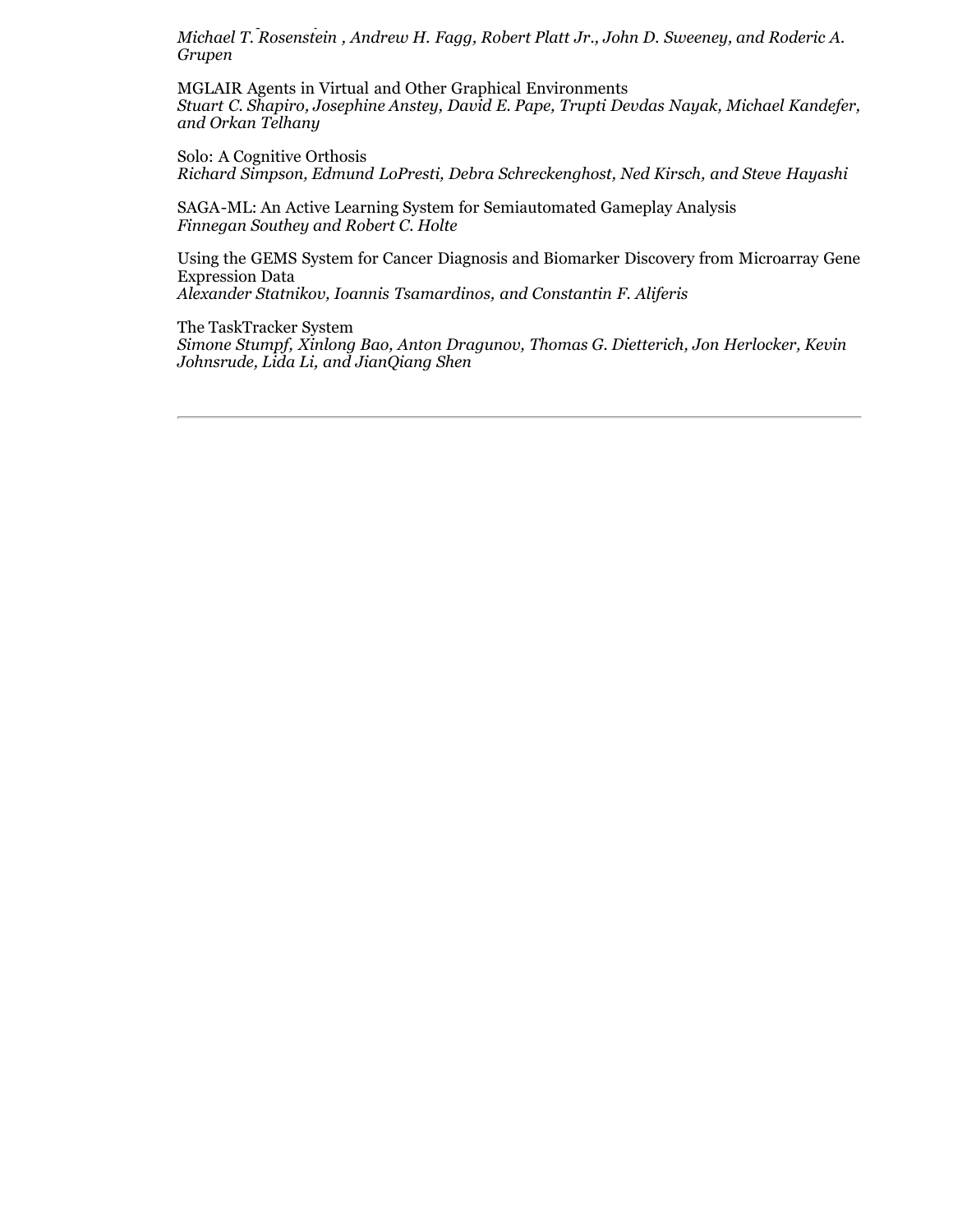*Michael T. Rosenstein , Andrew H. Fagg, Robert Platt Jr., John D. Sweeney, and Roderic A. Grupen*

MGLAIR Agents in Virtual and Other Graphical Environments
*Stuart C. Shapiro, Josephine Anstey, David E. Pape, Trupti Devdas Nayak, Michael Kandefer, and Orkan Telhany*

Solo: A Cognitive Orthosis
*Richard Simpson, Edmund LoPresti, Debra Schreckenghost, Ned Kirsch, and Steve Hayashi*

SAGA-ML: An Active Learning System for Semiautomated Gameplay Analysis
*Finnegan Southey and Robert C. Holte*

Using the GEMS System for Cancer Diagnosis and Biomarker Discovery from Microarray Gene Expression Data
*Alexander Statnikov, Ioannis Tsamardinos, and Constantin F. Aliferis*

The TaskTracker System
*Simone Stumpf, Xinlong Bao, Anton Dragunov, Thomas G. Dietterich, Jon Herlocker, Kevin Johnsrude, Lida Li, and JianQiang Shen*

---